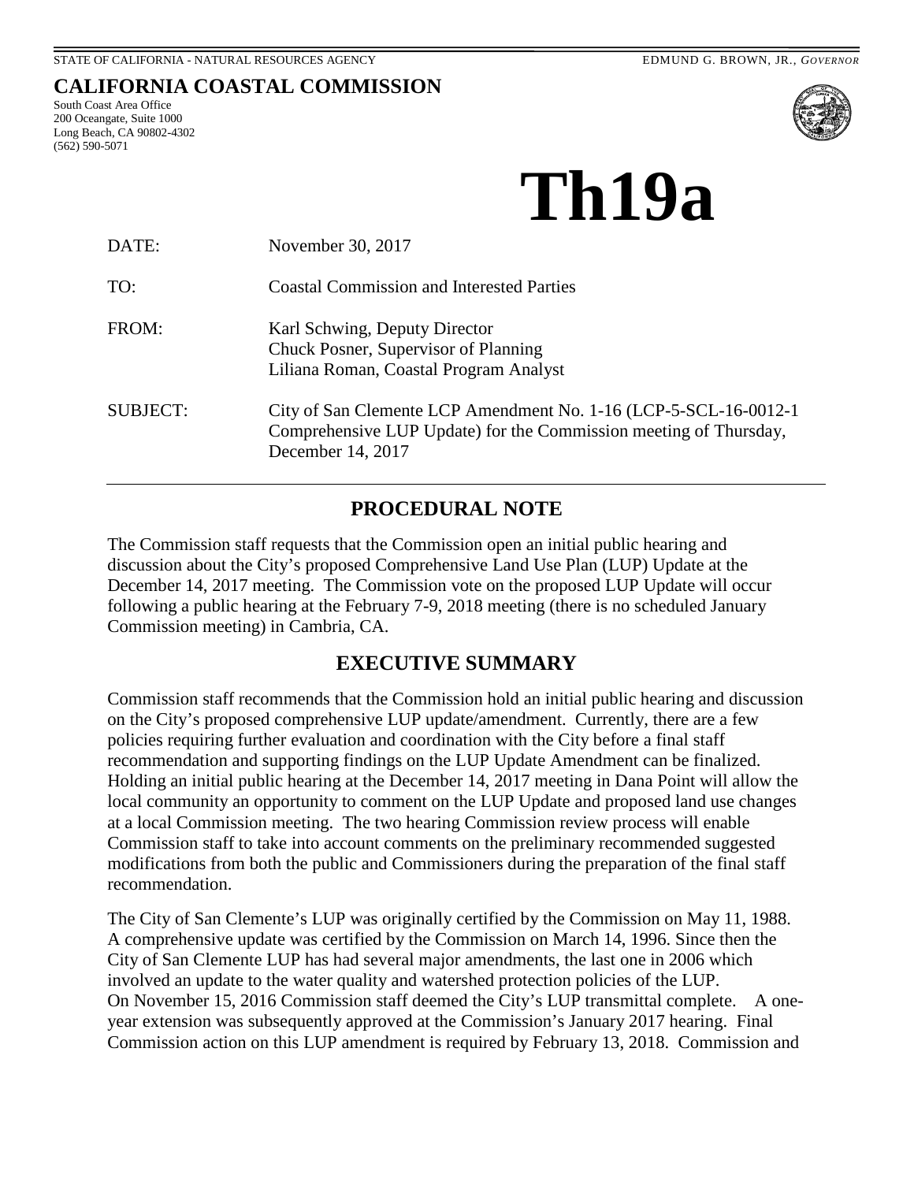STATE OF CALIFORNIA - NATURAL RESOURCES AGENCY EDMUND G. BROWN, JR., *GOVERNOR*

# CALIFORNIA COASTAL COMMISSION

South Coast Area Office
200 Oceangate, Suite 1000
Long Beach, CA 90802-4302
(562) 590-5071

# Th19a

| | |
|---|---|
| DATE: | November 30, 2017 |
| TO: | Coastal Commission and Interested Parties |
| FROM: | Karl Schwing, Deputy Director<br>Chuck Posner, Supervisor of Planning<br>Liliana Roman, Coastal Program Analyst |
| SUBJECT: | City of San Clemente LCP Amendment No. 1-16 (LCP-5-SCL-16-0012-1 Comprehensive LUP Update) for the Commission meeting of Thursday, December 14, 2017 |

## PROCEDURAL NOTE

The Commission staff requests that the Commission open an initial public hearing and discussion about the City's proposed Comprehensive Land Use Plan (LUP) Update at the December 14, 2017 meeting. The Commission vote on the proposed LUP Update will occur following a public hearing at the February 7-9, 2018 meeting (there is no scheduled January Commission meeting) in Cambria, CA.

## EXECUTIVE SUMMARY

Commission staff recommends that the Commission hold an initial public hearing and discussion on the City's proposed comprehensive LUP update/amendment. Currently, there are a few policies requiring further evaluation and coordination with the City before a final staff recommendation and supporting findings on the LUP Update Amendment can be finalized. Holding an initial public hearing at the December 14, 2017 meeting in Dana Point will allow the local community an opportunity to comment on the LUP Update and proposed land use changes at a local Commission meeting. The two hearing Commission review process will enable Commission staff to take into account comments on the preliminary recommended suggested modifications from both the public and Commissioners during the preparation of the final staff recommendation.

The City of San Clemente's LUP was originally certified by the Commission on May 11, 1988. A comprehensive update was certified by the Commission on March 14, 1996. Since then the City of San Clemente LUP has had several major amendments, the last one in 2006 which involved an update to the water quality and watershed protection policies of the LUP. On November 15, 2016 Commission staff deemed the City's LUP transmittal complete. A one-year extension was subsequently approved at the Commission's January 2017 hearing. Final Commission action on this LUP amendment is required by February 13, 2018. Commission and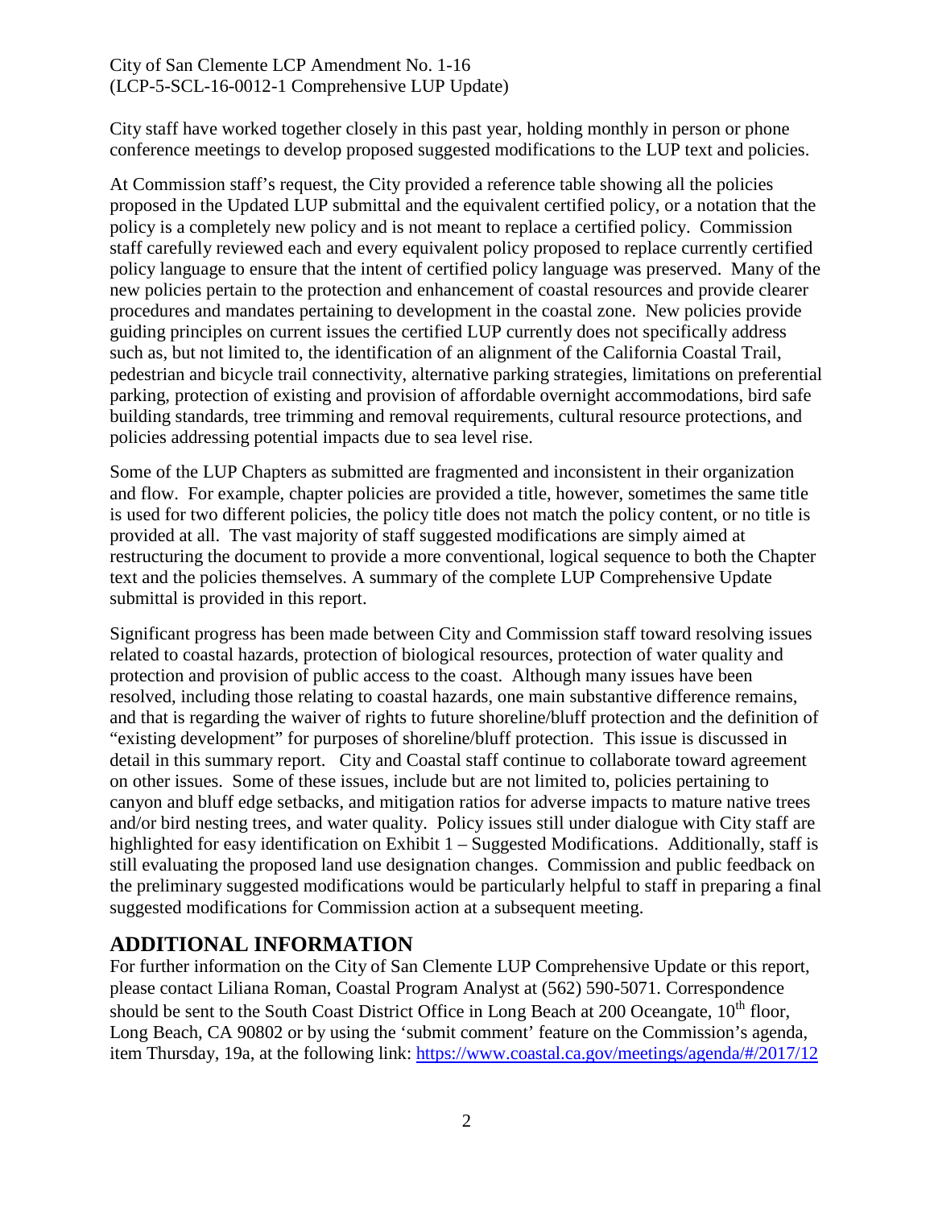City staff have worked together closely in this past year, holding monthly in person or phone conference meetings to develop proposed suggested modifications to the LUP text and policies.

At Commission staff's request, the City provided a reference table showing all the policies proposed in the Updated LUP submittal and the equivalent certified policy, or a notation that the policy is a completely new policy and is not meant to replace a certified policy. Commission staff carefully reviewed each and every equivalent policy proposed to replace currently certified policy language to ensure that the intent of certified policy language was preserved. Many of the new policies pertain to the protection and enhancement of coastal resources and provide clearer procedures and mandates pertaining to development in the coastal zone. New policies provide guiding principles on current issues the certified LUP currently does not specifically address such as, but not limited to, the identification of an alignment of the California Coastal Trail, pedestrian and bicycle trail connectivity, alternative parking strategies, limitations on preferential parking, protection of existing and provision of affordable overnight accommodations, bird safe building standards, tree trimming and removal requirements, cultural resource protections, and policies addressing potential impacts due to sea level rise.

Some of the LUP Chapters as submitted are fragmented and inconsistent in their organization and flow. For example, chapter policies are provided a title, however, sometimes the same title is used for two different policies, the policy title does not match the policy content, or no title is provided at all. The vast majority of staff suggested modifications are simply aimed at restructuring the document to provide a more conventional, logical sequence to both the Chapter text and the policies themselves. A summary of the complete LUP Comprehensive Update submittal is provided in this report.

Significant progress has been made between City and Commission staff toward resolving issues related to coastal hazards, protection of biological resources, protection of water quality and protection and provision of public access to the coast. Although many issues have been resolved, including those relating to coastal hazards, one main substantive difference remains, and that is regarding the waiver of rights to future shoreline/bluff protection and the definition of "existing development" for purposes of shoreline/bluff protection. This issue is discussed in detail in this summary report. City and Coastal staff continue to collaborate toward agreement on other issues. Some of these issues, include but are not limited to, policies pertaining to canyon and bluff edge setbacks, and mitigation ratios for adverse impacts to mature native trees and/or bird nesting trees, and water quality. Policy issues still under dialogue with City staff are highlighted for easy identification on Exhibit 1 – Suggested Modifications. Additionally, staff is still evaluating the proposed land use designation changes. Commission and public feedback on the preliminary suggested modifications would be particularly helpful to staff in preparing a final suggested modifications for Commission action at a subsequent meeting.

## ADDITIONAL INFORMATION

For further information on the City of San Clemente LUP Comprehensive Update or this report, please contact Liliana Roman, Coastal Program Analyst at (562) 590-5071. Correspondence should be sent to the South Coast District Office in Long Beach at 200 Oceangate, 10th floor, Long Beach, CA 90802 or by using the 'submit comment' feature on the Commission's agenda, item Thursday, 19a, at the following link: https://www.coastal.ca.gov/meetings/agenda/#/2017/12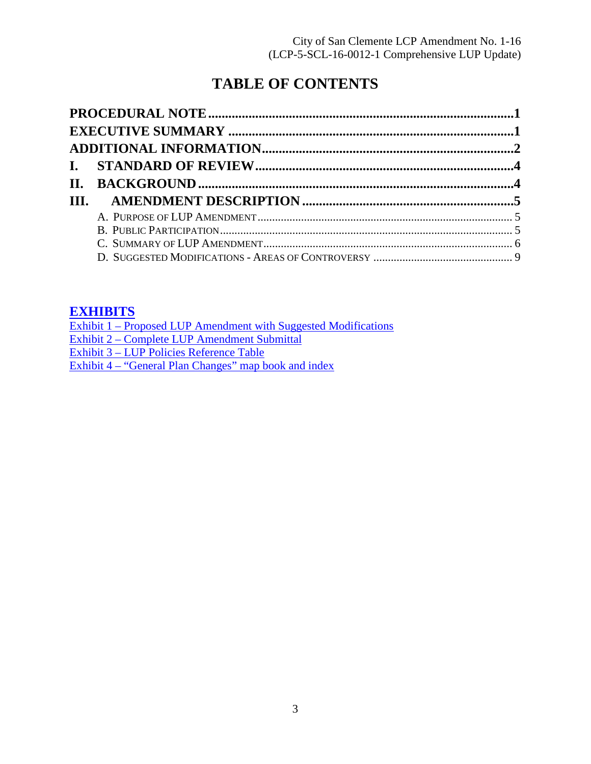# TABLE OF CONTENTS

**PROCEDURAL NOTE** ..... 1

**EXECUTIVE SUMMARY** ..... 1

**ADDITIONAL INFORMATION** ..... 2

**I. STANDARD OF REVIEW** ..... 4

**II. BACKGROUND** ..... 4

**III. AMENDMENT DESCRIPTION** ..... 5

- A. PURPOSE OF LUP AMENDMENT ..... 5
- B. PUBLIC PARTICIPATION ..... 5
- C. SUMMARY OF LUP AMENDMENT ..... 6
- D. SUGGESTED MODIFICATIONS - AREAS OF CONTROVERSY ..... 9

## EXHIBITS

Exhibit 1 – Proposed LUP Amendment with Suggested Modifications
Exhibit 2 – Complete LUP Amendment Submittal
Exhibit 3 – LUP Policies Reference Table
Exhibit 4 – "General Plan Changes" map book and index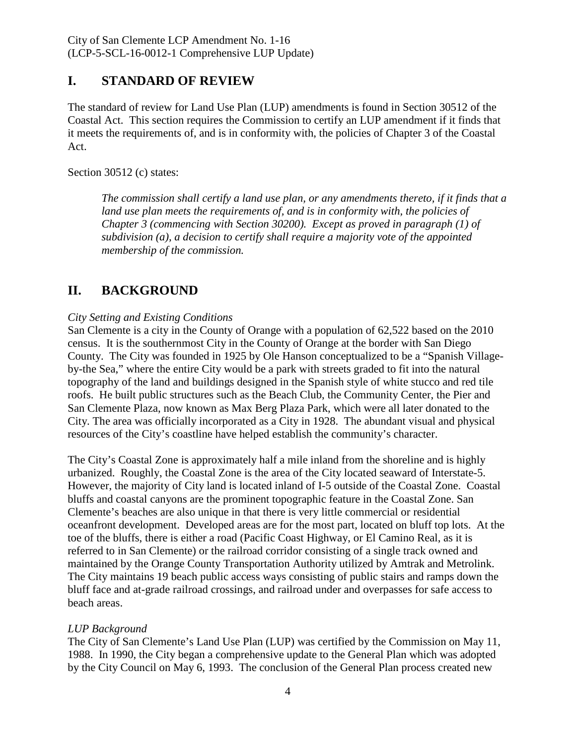## I. STANDARD OF REVIEW

The standard of review for Land Use Plan (LUP) amendments is found in Section 30512 of the Coastal Act. This section requires the Commission to certify an LUP amendment if it finds that it meets the requirements of, and is in conformity with, the policies of Chapter 3 of the Coastal Act.

Section 30512 (c) states:

> *The commission shall certify a land use plan, or any amendments thereto, if it finds that a land use plan meets the requirements of, and is in conformity with, the policies of Chapter 3 (commencing with Section 30200). Except as proved in paragraph (1) of subdivision (a), a decision to certify shall require a majority vote of the appointed membership of the commission.*

## II. BACKGROUND

*City Setting and Existing Conditions*

San Clemente is a city in the County of Orange with a population of 62,522 based on the 2010 census. It is the southernmost City in the County of Orange at the border with San Diego County. The City was founded in 1925 by Ole Hanson conceptualized to be a "Spanish Village-by-the Sea," where the entire City would be a park with streets graded to fit into the natural topography of the land and buildings designed in the Spanish style of white stucco and red tile roofs. He built public structures such as the Beach Club, the Community Center, the Pier and San Clemente Plaza, now known as Max Berg Plaza Park, which were all later donated to the City. The area was officially incorporated as a City in 1928. The abundant visual and physical resources of the City's coastline have helped establish the community's character.

The City's Coastal Zone is approximately half a mile inland from the shoreline and is highly urbanized. Roughly, the Coastal Zone is the area of the City located seaward of Interstate-5. However, the majority of City land is located inland of I-5 outside of the Coastal Zone. Coastal bluffs and coastal canyons are the prominent topographic feature in the Coastal Zone. San Clemente's beaches are also unique in that there is very little commercial or residential oceanfront development. Developed areas are for the most part, located on bluff top lots. At the toe of the bluffs, there is either a road (Pacific Coast Highway, or El Camino Real, as it is referred to in San Clemente) or the railroad corridor consisting of a single track owned and maintained by the Orange County Transportation Authority utilized by Amtrak and Metrolink. The City maintains 19 beach public access ways consisting of public stairs and ramps down the bluff face and at-grade railroad crossings, and railroad under and overpasses for safe access to beach areas.

*LUP Background*

The City of San Clemente's Land Use Plan (LUP) was certified by the Commission on May 11, 1988. In 1990, the City began a comprehensive update to the General Plan which was adopted by the City Council on May 6, 1993. The conclusion of the General Plan process created new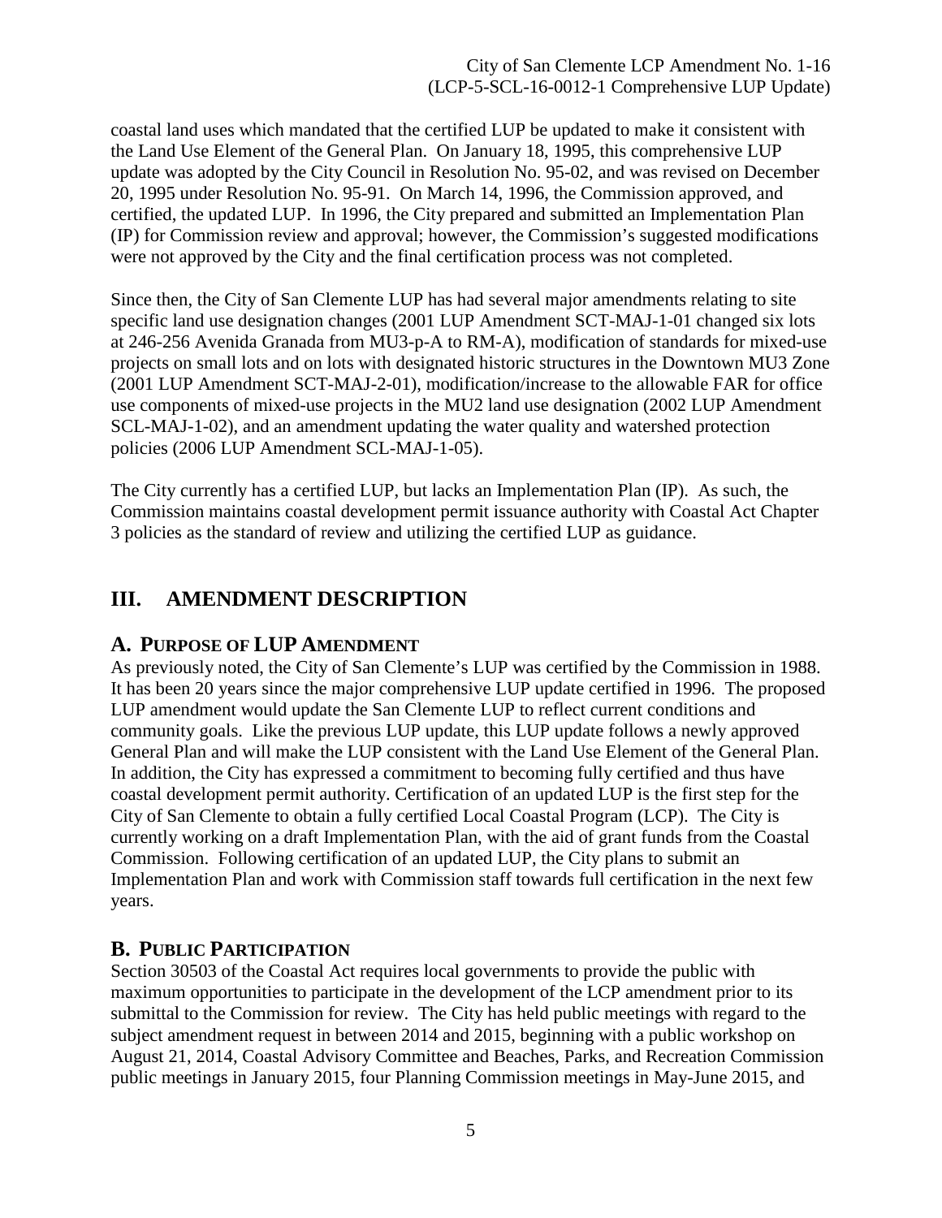coastal land uses which mandated that the certified LUP be updated to make it consistent with the Land Use Element of the General Plan. On January 18, 1995, this comprehensive LUP update was adopted by the City Council in Resolution No. 95-02, and was revised on December 20, 1995 under Resolution No. 95-91. On March 14, 1996, the Commission approved, and certified, the updated LUP. In 1996, the City prepared and submitted an Implementation Plan (IP) for Commission review and approval; however, the Commission's suggested modifications were not approved by the City and the final certification process was not completed.

Since then, the City of San Clemente LUP has had several major amendments relating to site specific land use designation changes (2001 LUP Amendment SCT-MAJ-1-01 changed six lots at 246-256 Avenida Granada from MU3-p-A to RM-A), modification of standards for mixed-use projects on small lots and on lots with designated historic structures in the Downtown MU3 Zone (2001 LUP Amendment SCT-MAJ-2-01), modification/increase to the allowable FAR for office use components of mixed-use projects in the MU2 land use designation (2002 LUP Amendment SCL-MAJ-1-02), and an amendment updating the water quality and watershed protection policies (2006 LUP Amendment SCL-MAJ-1-05).

The City currently has a certified LUP, but lacks an Implementation Plan (IP). As such, the Commission maintains coastal development permit issuance authority with Coastal Act Chapter 3 policies as the standard of review and utilizing the certified LUP as guidance.

# III. AMENDMENT DESCRIPTION

## A. PURPOSE OF LUP AMENDMENT

As previously noted, the City of San Clemente's LUP was certified by the Commission in 1988. It has been 20 years since the major comprehensive LUP update certified in 1996. The proposed LUP amendment would update the San Clemente LUP to reflect current conditions and community goals. Like the previous LUP update, this LUP update follows a newly approved General Plan and will make the LUP consistent with the Land Use Element of the General Plan. In addition, the City has expressed a commitment to becoming fully certified and thus have coastal development permit authority. Certification of an updated LUP is the first step for the City of San Clemente to obtain a fully certified Local Coastal Program (LCP). The City is currently working on a draft Implementation Plan, with the aid of grant funds from the Coastal Commission. Following certification of an updated LUP, the City plans to submit an Implementation Plan and work with Commission staff towards full certification in the next few years.

## B. PUBLIC PARTICIPATION

Section 30503 of the Coastal Act requires local governments to provide the public with maximum opportunities to participate in the development of the LCP amendment prior to its submittal to the Commission for review. The City has held public meetings with regard to the subject amendment request in between 2014 and 2015, beginning with a public workshop on August 21, 2014, Coastal Advisory Committee and Beaches, Parks, and Recreation Commission public meetings in January 2015, four Planning Commission meetings in May-June 2015, and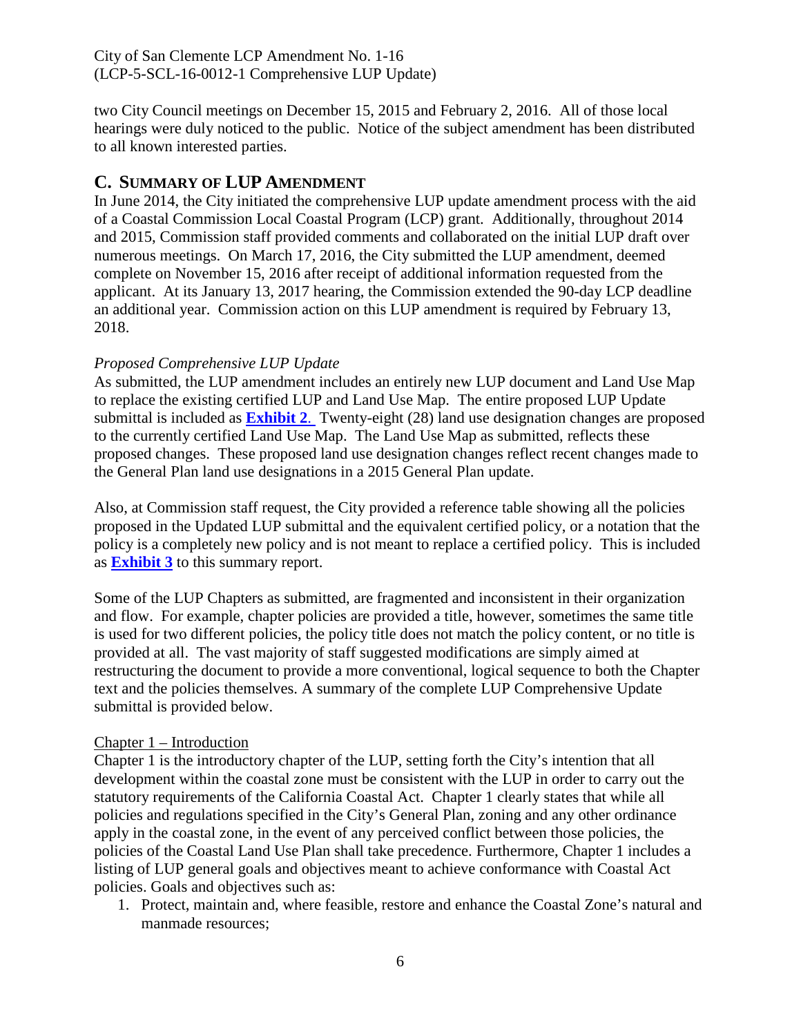two City Council meetings on December 15, 2015 and February 2, 2016. All of those local hearings were duly noticed to the public. Notice of the subject amendment has been distributed to all known interested parties.

## C. SUMMARY OF LUP AMENDMENT

In June 2014, the City initiated the comprehensive LUP update amendment process with the aid of a Coastal Commission Local Coastal Program (LCP) grant. Additionally, throughout 2014 and 2015, Commission staff provided comments and collaborated on the initial LUP draft over numerous meetings. On March 17, 2016, the City submitted the LUP amendment, deemed complete on November 15, 2016 after receipt of additional information requested from the applicant. At its January 13, 2017 hearing, the Commission extended the 90-day LCP deadline an additional year. Commission action on this LUP amendment is required by February 13, 2018.

*Proposed Comprehensive LUP Update*

As submitted, the LUP amendment includes an entirely new LUP document and Land Use Map to replace the existing certified LUP and Land Use Map. The entire proposed LUP Update submittal is included as **Exhibit 2**. Twenty-eight (28) land use designation changes are proposed to the currently certified Land Use Map. The Land Use Map as submitted, reflects these proposed changes. These proposed land use designation changes reflect recent changes made to the General Plan land use designations in a 2015 General Plan update.

Also, at Commission staff request, the City provided a reference table showing all the policies proposed in the Updated LUP submittal and the equivalent certified policy, or a notation that the policy is a completely new policy and is not meant to replace a certified policy. This is included as **Exhibit 3** to this summary report.

Some of the LUP Chapters as submitted, are fragmented and inconsistent in their organization and flow. For example, chapter policies are provided a title, however, sometimes the same title is used for two different policies, the policy title does not match the policy content, or no title is provided at all. The vast majority of staff suggested modifications are simply aimed at restructuring the document to provide a more conventional, logical sequence to both the Chapter text and the policies themselves. A summary of the complete LUP Comprehensive Update submittal is provided below.

Chapter 1 – Introduction

Chapter 1 is the introductory chapter of the LUP, setting forth the City's intention that all development within the coastal zone must be consistent with the LUP in order to carry out the statutory requirements of the California Coastal Act. Chapter 1 clearly states that while all policies and regulations specified in the City's General Plan, zoning and any other ordinance apply in the coastal zone, in the event of any perceived conflict between those policies, the policies of the Coastal Land Use Plan shall take precedence. Furthermore, Chapter 1 includes a listing of LUP general goals and objectives meant to achieve conformance with Coastal Act policies. Goals and objectives such as:

1. Protect, maintain and, where feasible, restore and enhance the Coastal Zone's natural and manmade resources;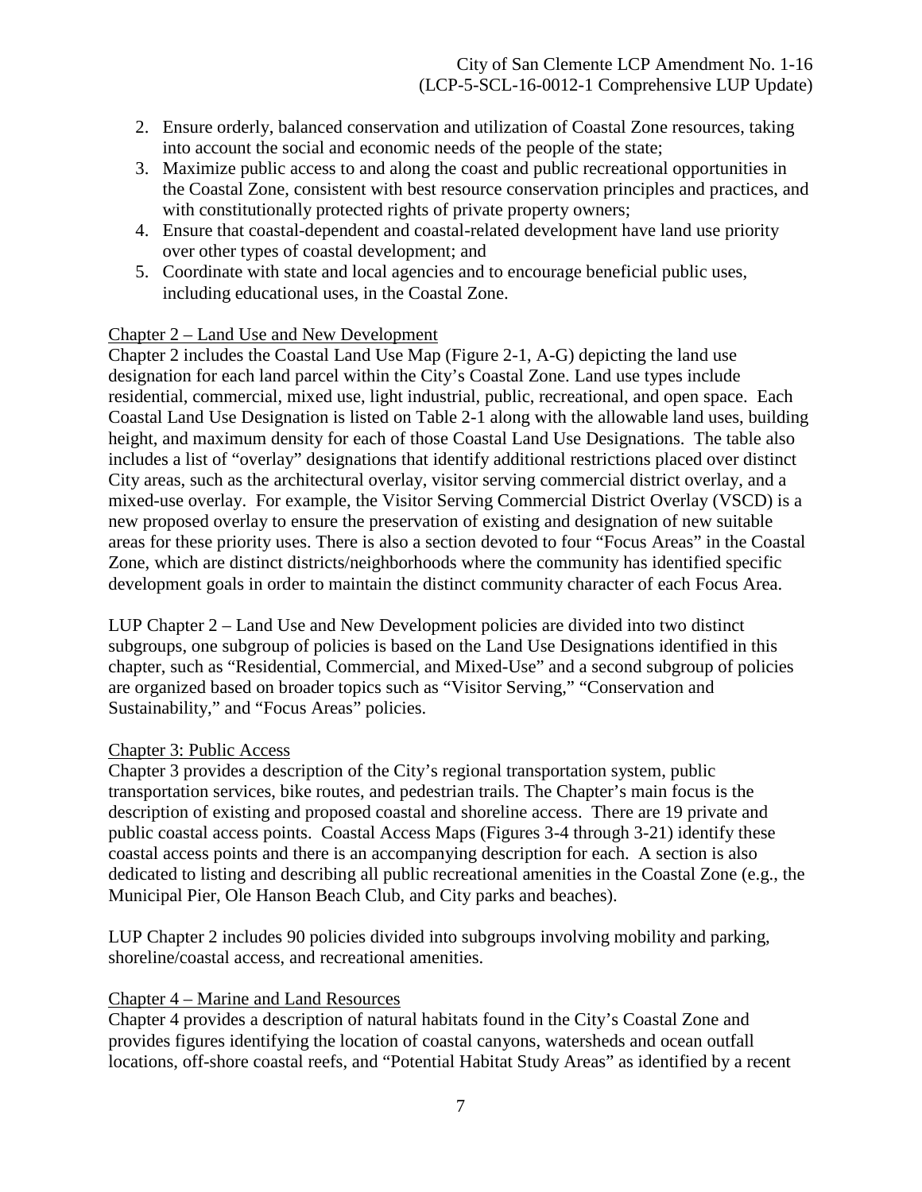2. Ensure orderly, balanced conservation and utilization of Coastal Zone resources, taking into account the social and economic needs of the people of the state;
3. Maximize public access to and along the coast and public recreational opportunities in the Coastal Zone, consistent with best resource conservation principles and practices, and with constitutionally protected rights of private property owners;
4. Ensure that coastal-dependent and coastal-related development have land use priority over other types of coastal development; and
5. Coordinate with state and local agencies and to encourage beneficial public uses, including educational uses, in the Coastal Zone.

<u>Chapter 2 – Land Use and New Development</u>

Chapter 2 includes the Coastal Land Use Map (Figure 2-1, A-G) depicting the land use designation for each land parcel within the City's Coastal Zone. Land use types include residential, commercial, mixed use, light industrial, public, recreational, and open space. Each Coastal Land Use Designation is listed on Table 2-1 along with the allowable land uses, building height, and maximum density for each of those Coastal Land Use Designations. The table also includes a list of "overlay" designations that identify additional restrictions placed over distinct City areas, such as the architectural overlay, visitor serving commercial district overlay, and a mixed-use overlay. For example, the Visitor Serving Commercial District Overlay (VSCD) is a new proposed overlay to ensure the preservation of existing and designation of new suitable areas for these priority uses. There is also a section devoted to four "Focus Areas" in the Coastal Zone, which are distinct districts/neighborhoods where the community has identified specific development goals in order to maintain the distinct community character of each Focus Area.

LUP Chapter 2 – Land Use and New Development policies are divided into two distinct subgroups, one subgroup of policies is based on the Land Use Designations identified in this chapter, such as "Residential, Commercial, and Mixed-Use" and a second subgroup of policies are organized based on broader topics such as "Visitor Serving," "Conservation and Sustainability," and "Focus Areas" policies.

<u>Chapter 3: Public Access</u>

Chapter 3 provides a description of the City's regional transportation system, public transportation services, bike routes, and pedestrian trails. The Chapter's main focus is the description of existing and proposed coastal and shoreline access. There are 19 private and public coastal access points. Coastal Access Maps (Figures 3-4 through 3-21) identify these coastal access points and there is an accompanying description for each. A section is also dedicated to listing and describing all public recreational amenities in the Coastal Zone (e.g., the Municipal Pier, Ole Hanson Beach Club, and City parks and beaches).

LUP Chapter 2 includes 90 policies divided into subgroups involving mobility and parking, shoreline/coastal access, and recreational amenities.

<u>Chapter 4 – Marine and Land Resources</u>

Chapter 4 provides a description of natural habitats found in the City's Coastal Zone and provides figures identifying the location of coastal canyons, watersheds and ocean outfall locations, off-shore coastal reefs, and "Potential Habitat Study Areas" as identified by a recent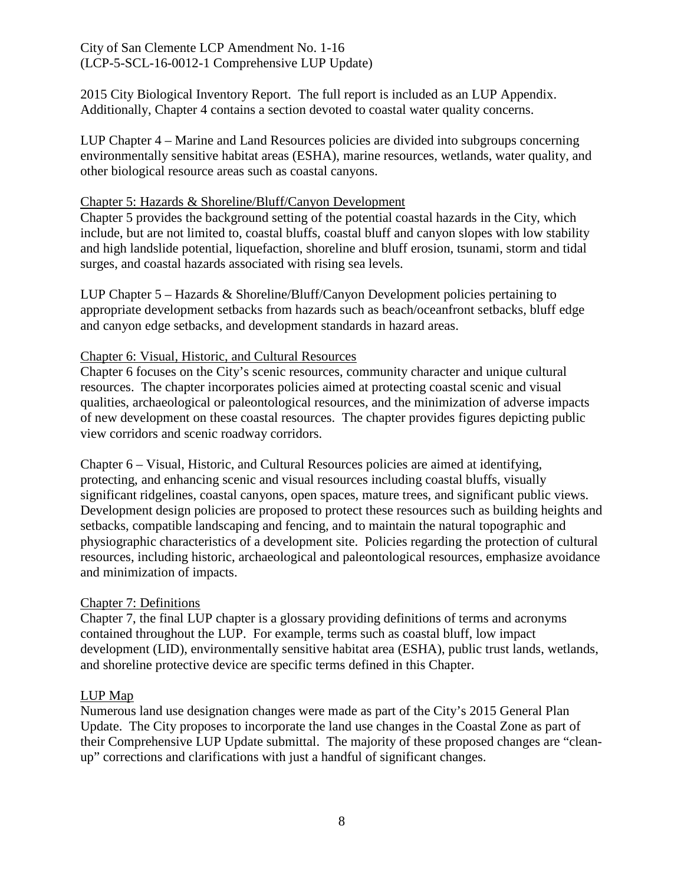2015 City Biological Inventory Report. The full report is included as an LUP Appendix. Additionally, Chapter 4 contains a section devoted to coastal water quality concerns.

LUP Chapter 4 – Marine and Land Resources policies are divided into subgroups concerning environmentally sensitive habitat areas (ESHA), marine resources, wetlands, water quality, and other biological resource areas such as coastal canyons.

Chapter 5: Hazards & Shoreline/Bluff/Canyon Development

Chapter 5 provides the background setting of the potential coastal hazards in the City, which include, but are not limited to, coastal bluffs, coastal bluff and canyon slopes with low stability and high landslide potential, liquefaction, shoreline and bluff erosion, tsunami, storm and tidal surges, and coastal hazards associated with rising sea levels.

LUP Chapter 5 – Hazards & Shoreline/Bluff/Canyon Development policies pertaining to appropriate development setbacks from hazards such as beach/oceanfront setbacks, bluff edge and canyon edge setbacks, and development standards in hazard areas.

Chapter 6: Visual, Historic, and Cultural Resources

Chapter 6 focuses on the City's scenic resources, community character and unique cultural resources. The chapter incorporates policies aimed at protecting coastal scenic and visual qualities, archaeological or paleontological resources, and the minimization of adverse impacts of new development on these coastal resources. The chapter provides figures depicting public view corridors and scenic roadway corridors.

Chapter 6 – Visual, Historic, and Cultural Resources policies are aimed at identifying, protecting, and enhancing scenic and visual resources including coastal bluffs, visually significant ridgelines, coastal canyons, open spaces, mature trees, and significant public views. Development design policies are proposed to protect these resources such as building heights and setbacks, compatible landscaping and fencing, and to maintain the natural topographic and physiographic characteristics of a development site. Policies regarding the protection of cultural resources, including historic, archaeological and paleontological resources, emphasize avoidance and minimization of impacts.

Chapter 7: Definitions

Chapter 7, the final LUP chapter is a glossary providing definitions of terms and acronyms contained throughout the LUP. For example, terms such as coastal bluff, low impact development (LID), environmentally sensitive habitat area (ESHA), public trust lands, wetlands, and shoreline protective device are specific terms defined in this Chapter.

LUP Map

Numerous land use designation changes were made as part of the City's 2015 General Plan Update. The City proposes to incorporate the land use changes in the Coastal Zone as part of their Comprehensive LUP Update submittal. The majority of these proposed changes are "clean-up" corrections and clarifications with just a handful of significant changes.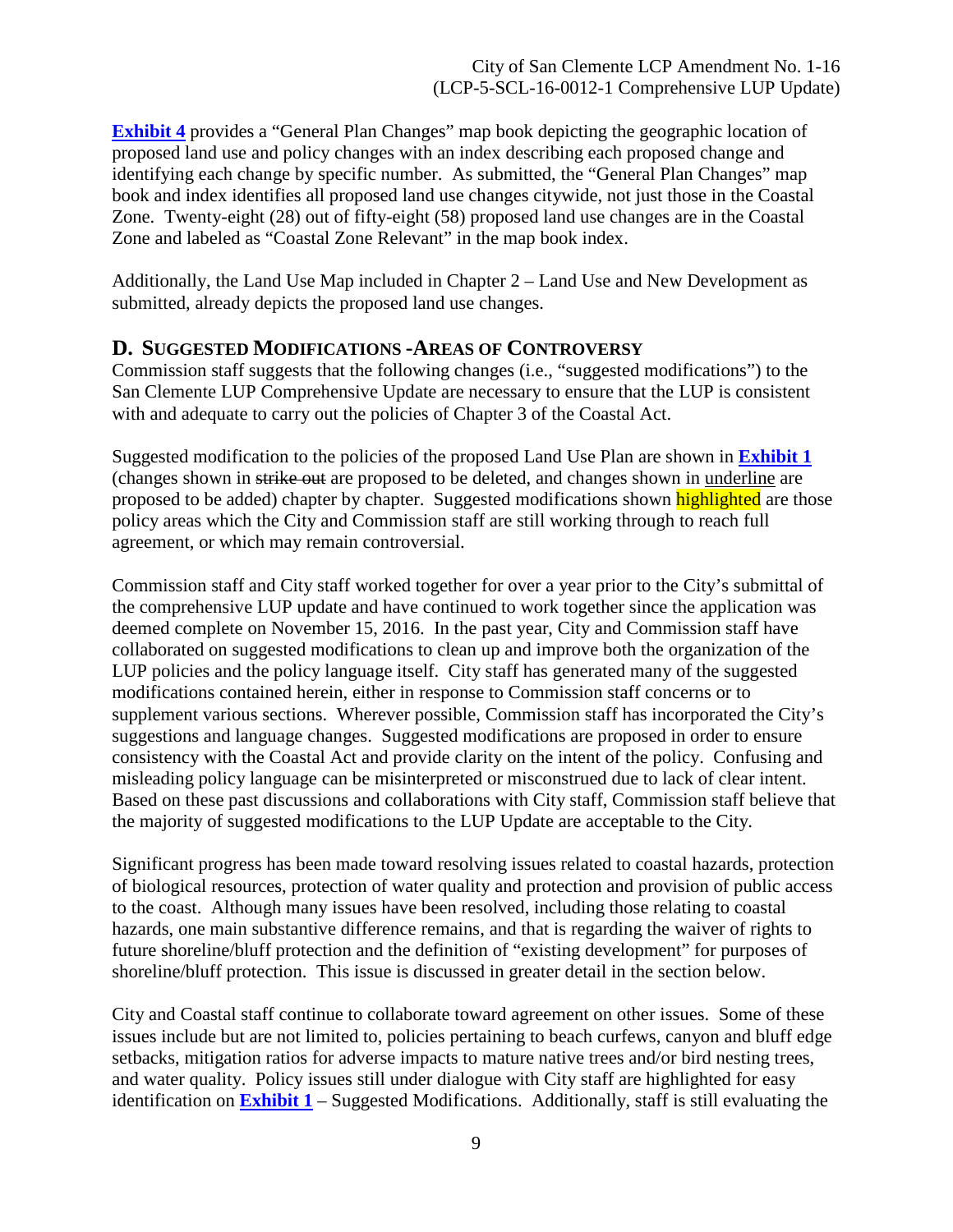**Exhibit 4** provides a "General Plan Changes" map book depicting the geographic location of proposed land use and policy changes with an index describing each proposed change and identifying each change by specific number. As submitted, the "General Plan Changes" map book and index identifies all proposed land use changes citywide, not just those in the Coastal Zone. Twenty-eight (28) out of fifty-eight (58) proposed land use changes are in the Coastal Zone and labeled as "Coastal Zone Relevant" in the map book index.

Additionally, the Land Use Map included in Chapter 2 – Land Use and New Development as submitted, already depicts the proposed land use changes.

## D. SUGGESTED MODIFICATIONS -AREAS OF CONTROVERSY

Commission staff suggests that the following changes (i.e., "suggested modifications") to the San Clemente LUP Comprehensive Update are necessary to ensure that the LUP is consistent with and adequate to carry out the policies of Chapter 3 of the Coastal Act.

Suggested modification to the policies of the proposed Land Use Plan are shown in **Exhibit 1** (changes shown in ~~strike out~~ are proposed to be deleted, and changes shown in underline are proposed to be added) chapter by chapter. Suggested modifications shown highlighted are those policy areas which the City and Commission staff are still working through to reach full agreement, or which may remain controversial.

Commission staff and City staff worked together for over a year prior to the City's submittal of the comprehensive LUP update and have continued to work together since the application was deemed complete on November 15, 2016. In the past year, City and Commission staff have collaborated on suggested modifications to clean up and improve both the organization of the LUP policies and the policy language itself. City staff has generated many of the suggested modifications contained herein, either in response to Commission staff concerns or to supplement various sections. Wherever possible, Commission staff has incorporated the City's suggestions and language changes. Suggested modifications are proposed in order to ensure consistency with the Coastal Act and provide clarity on the intent of the policy. Confusing and misleading policy language can be misinterpreted or misconstrued due to lack of clear intent. Based on these past discussions and collaborations with City staff, Commission staff believe that the majority of suggested modifications to the LUP Update are acceptable to the City.

Significant progress has been made toward resolving issues related to coastal hazards, protection of biological resources, protection of water quality and protection and provision of public access to the coast. Although many issues have been resolved, including those relating to coastal hazards, one main substantive difference remains, and that is regarding the waiver of rights to future shoreline/bluff protection and the definition of "existing development" for purposes of shoreline/bluff protection. This issue is discussed in greater detail in the section below.

City and Coastal staff continue to collaborate toward agreement on other issues. Some of these issues include but are not limited to, policies pertaining to beach curfews, canyon and bluff edge setbacks, mitigation ratios for adverse impacts to mature native trees and/or bird nesting trees, and water quality. Policy issues still under dialogue with City staff are highlighted for easy identification on **Exhibit 1** – Suggested Modifications. Additionally, staff is still evaluating the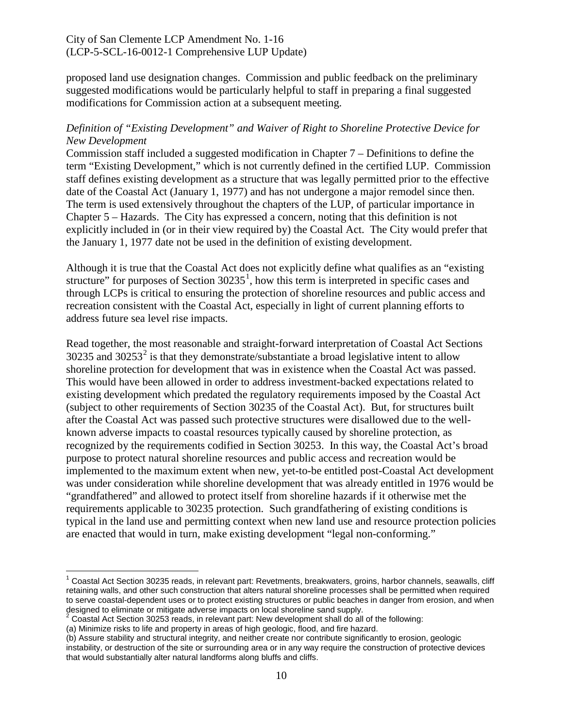proposed land use designation changes. Commission and public feedback on the preliminary suggested modifications would be particularly helpful to staff in preparing a final suggested modifications for Commission action at a subsequent meeting.

*Definition of "Existing Development" and Waiver of Right to Shoreline Protective Device for New Development*

Commission staff included a suggested modification in Chapter 7 – Definitions to define the term "Existing Development," which is not currently defined in the certified LUP. Commission staff defines existing development as a structure that was legally permitted prior to the effective date of the Coastal Act (January 1, 1977) and has not undergone a major remodel since then. The term is used extensively throughout the chapters of the LUP, of particular importance in Chapter 5 – Hazards. The City has expressed a concern, noting that this definition is not explicitly included in (or in their view required by) the Coastal Act. The City would prefer that the January 1, 1977 date not be used in the definition of existing development.

Although it is true that the Coastal Act does not explicitly define what qualifies as an "existing structure" for purposes of Section 30235[1], how this term is interpreted in specific cases and through LCPs is critical to ensuring the protection of shoreline resources and public access and recreation consistent with the Coastal Act, especially in light of current planning efforts to address future sea level rise impacts.

Read together, the most reasonable and straight-forward interpretation of Coastal Act Sections 30235 and 30253[2] is that they demonstrate/substantiate a broad legislative intent to allow shoreline protection for development that was in existence when the Coastal Act was passed. This would have been allowed in order to address investment-backed expectations related to existing development which predated the regulatory requirements imposed by the Coastal Act (subject to other requirements of Section 30235 of the Coastal Act). But, for structures built after the Coastal Act was passed such protective structures were disallowed due to the well-known adverse impacts to coastal resources typically caused by shoreline protection, as recognized by the requirements codified in Section 30253. In this way, the Coastal Act's broad purpose to protect natural shoreline resources and public access and recreation would be implemented to the maximum extent when new, yet-to-be entitled post-Coastal Act development was under consideration while shoreline development that was already entitled in 1976 would be "grandfathered" and allowed to protect itself from shoreline hazards if it otherwise met the requirements applicable to 30235 protection. Such grandfathering of existing conditions is typical in the land use and permitting context when new land use and resource protection policies are enacted that would in turn, make existing development "legal non-conforming."

---

[1] Coastal Act Section 30235 reads, in relevant part: Revetments, breakwaters, groins, harbor channels, seawalls, cliff retaining walls, and other such construction that alters natural shoreline processes shall be permitted when required to serve coastal-dependent uses or to protect existing structures or public beaches in danger from erosion, and when designed to eliminate or mitigate adverse impacts on local shoreline sand supply.

[2] Coastal Act Section 30253 reads, in relevant part: New development shall do all of the following:
(a) Minimize risks to life and property in areas of high geologic, flood, and fire hazard.
(b) Assure stability and structural integrity, and neither create nor contribute significantly to erosion, geologic instability, or destruction of the site or surrounding area or in any way require the construction of protective devices that would substantially alter natural landforms along bluffs and cliffs.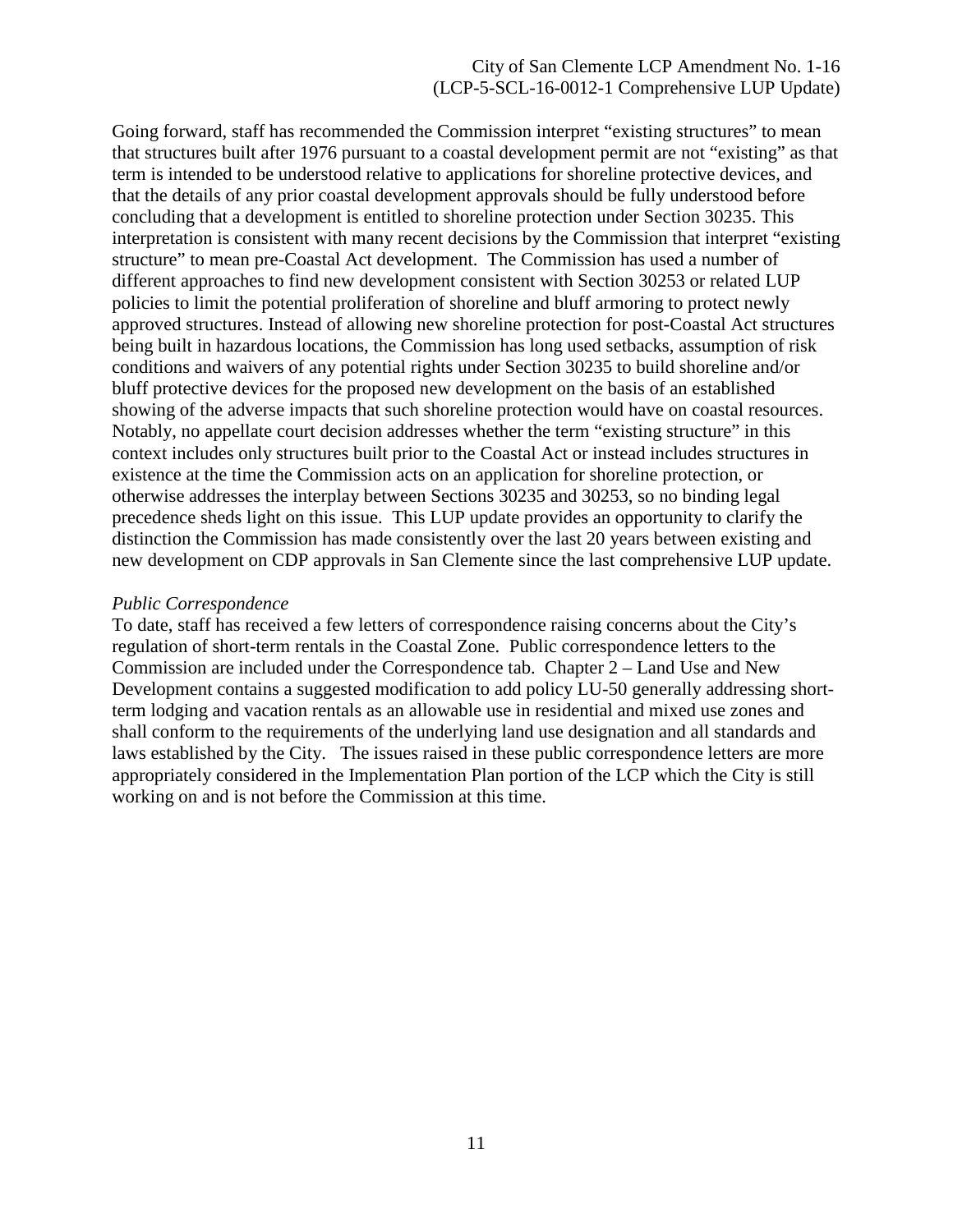Going forward, staff has recommended the Commission interpret "existing structures" to mean that structures built after 1976 pursuant to a coastal development permit are not "existing" as that term is intended to be understood relative to applications for shoreline protective devices, and that the details of any prior coastal development approvals should be fully understood before concluding that a development is entitled to shoreline protection under Section 30235. This interpretation is consistent with many recent decisions by the Commission that interpret "existing structure" to mean pre-Coastal Act development. The Commission has used a number of different approaches to find new development consistent with Section 30253 or related LUP policies to limit the potential proliferation of shoreline and bluff armoring to protect newly approved structures. Instead of allowing new shoreline protection for post-Coastal Act structures being built in hazardous locations, the Commission has long used setbacks, assumption of risk conditions and waivers of any potential rights under Section 30235 to build shoreline and/or bluff protective devices for the proposed new development on the basis of an established showing of the adverse impacts that such shoreline protection would have on coastal resources. Notably, no appellate court decision addresses whether the term "existing structure" in this context includes only structures built prior to the Coastal Act or instead includes structures in existence at the time the Commission acts on an application for shoreline protection, or otherwise addresses the interplay between Sections 30235 and 30253, so no binding legal precedence sheds light on this issue. This LUP update provides an opportunity to clarify the distinction the Commission has made consistently over the last 20 years between existing and new development on CDP approvals in San Clemente since the last comprehensive LUP update.

*Public Correspondence*

To date, staff has received a few letters of correspondence raising concerns about the City's regulation of short-term rentals in the Coastal Zone. Public correspondence letters to the Commission are included under the Correspondence tab. Chapter 2 – Land Use and New Development contains a suggested modification to add policy LU-50 generally addressing short-term lodging and vacation rentals as an allowable use in residential and mixed use zones and shall conform to the requirements of the underlying land use designation and all standards and laws established by the City. The issues raised in these public correspondence letters are more appropriately considered in the Implementation Plan portion of the LCP which the City is still working on and is not before the Commission at this time.